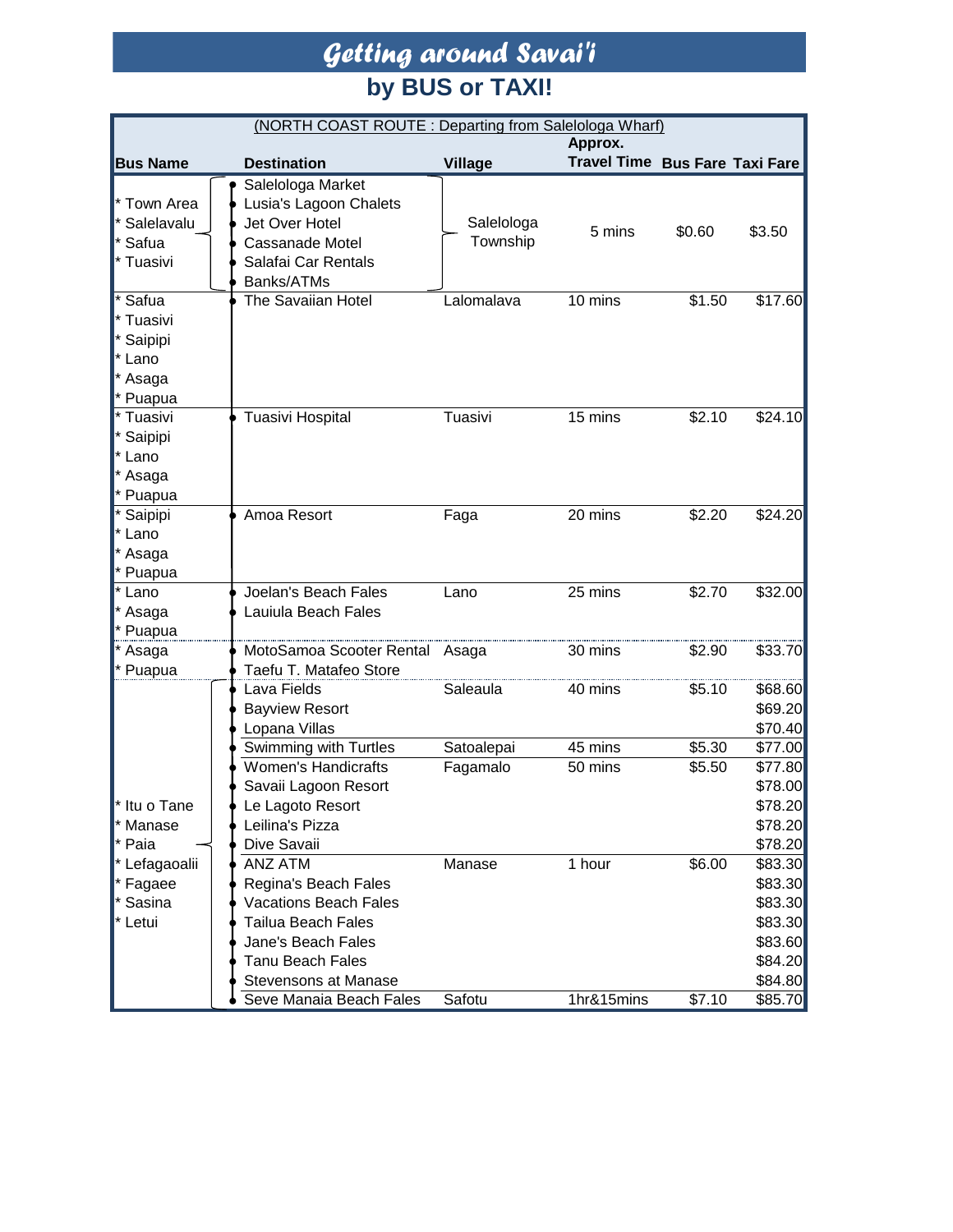# Getting around Savai'i

## by BUS or TAXI!

(NORTH COAST ROUTE : Departing from Salelologa Wharf)

| Bus Name | Destination | Village | Approx. Travel Time | Bus Fare | Taxi Fare |
|---|---|---|---|---|---|
| * Town Area<br>* Salelavalu<br>* Safua<br>* Tuasivi | Salelologa Market<br>Lusia's Lagoon Chalets<br>Jet Over Hotel<br>Cassanade Motel<br>Salafai Car Rentals<br>Banks/ATMs | Salelologa Township | 5 mins | $0.60 | $3.50 |
| * Safua<br>* Tuasivi<br>* Saipipi<br>* Lano<br>* Asaga<br>* Puapua | The Savaiian Hotel | Lalomalava | 10 mins | $1.50 | $17.60 |
| * Tuasivi<br>* Saipipi<br>* Lano<br>* Asaga<br>* Puapua | Tuasivi Hospital | Tuasivi | 15 mins | $2.10 | $24.10 |
| * Saipipi<br>* Lano<br>* Asaga<br>* Puapua | Amoa Resort | Faga | 20 mins | $2.20 | $24.20 |
| * Lano<br>* Asaga<br>* Puapua | Joelan's Beach Fales<br>Lauiula Beach Fales | Lano | 25 mins | $2.70 | $32.00 |
| * Asaga<br>* Puapua | MotoSamoa Scooter Rental<br>Taefu T. Matafeo Store | Asaga | 30 mins | $2.90 | $33.70 |
| * Itu o Tane<br>* Manase<br>* Paia<br>* Lefagaoalii<br>* Fagaee<br>* Sasina<br>* Letui | Lava Fields | Saleaula | 40 mins | $5.10 | $68.60 |
| | Bayview Resort | | | | $69.20 |
| | Lopana Villas | | | | $70.40 |
| | Swimming with Turtles | Satoalepai | 45 mins | $5.30 | $77.00 |
| | Women's Handicrafts | Fagamalo | 50 mins | $5.50 | $77.80 |
| | Savaii Lagoon Resort | | | | $78.00 |
| | Le Lagoto Resort | | | | $78.20 |
| | Leilina's Pizza | | | | $78.20 |
| | Dive Savaii | | | | $78.20 |
| | ANZ ATM | Manase | 1 hour | $6.00 | $83.30 |
| | Regina's Beach Fales | | | | $83.30 |
| | Vacations Beach Fales | | | | $83.30 |
| | Tailua Beach Fales | | | | $83.30 |
| | Jane's Beach Fales | | | | $83.60 |
| | Tanu Beach Fales | | | | $84.20 |
| | Stevensons at Manase | | | | $84.80 |
| | Seve Manaia Beach Fales | Safotu | 1hr&15mins | $7.10 | $85.70 |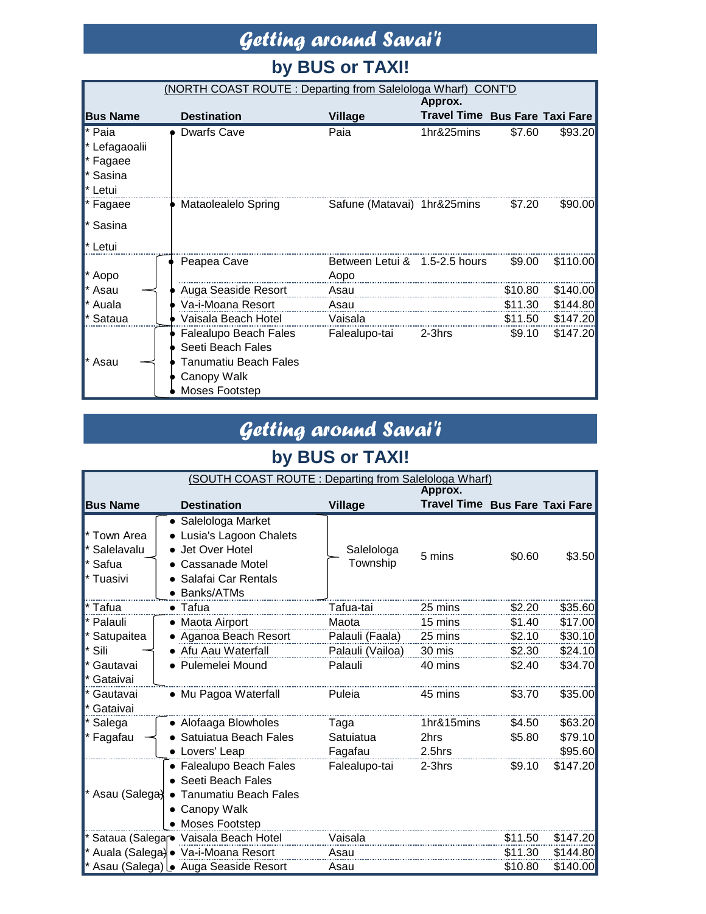# Getting around Savai'i

## by BUS or TAXI!

(NORTH COAST ROUTE : Departing from Salelologa Wharf) CONT'D

| Bus Name | Destination | Village | Approx. Travel Time | Bus Fare | Taxi Fare |
|---|---|---|---|---|---|
| * Paia<br>* Lefagaoalii<br>* Fagaee<br>* Sasina<br>* Letui | Dwarfs Cave | Paia | 1hr&25mins | $7.60 | $93.20 |
| * Fagaee<br>* Sasina<br>* Letui | Mataolealelo Spring | Safune (Matavai) | 1hr&25mins | $7.20 | $90.00 |
| * Aopo<br>* Asau<br>* Auala<br>* Sataua | Peapea Cave | Between Letui & Aopo | 1.5-2.5 hours | $9.00 | $110.00 |
| | Auga Seaside Resort | Asau | | $10.80 | $140.00 |
| | Va-i-Moana Resort | Asau | | $11.30 | $144.80 |
| | Vaisala Beach Hotel | Vaisala | | $11.50 | $147.20 |
| * Asau | Falealupo Beach Fales<br>Seeti Beach Fales<br>Tanumatiu Beach Fales<br>Canopy Walk<br>Moses Footstep | Falealupo-tai | 2-3hrs | $9.10 | $147.20 |

# Getting around Savai'i

## by BUS or TAXI!

(SOUTH COAST ROUTE : Departing from Salelologa Wharf)

| Bus Name | Destination | Village | Approx. Travel Time | Bus Fare | Taxi Fare |
|---|---|---|---|---|---|
| * Town Area<br>* Salelavalu<br>* Safua<br>* Tuasivi | • Salelologa Market<br>• Lusia's Lagoon Chalets<br>• Jet Over Hotel<br>• Cassanade Motel<br>• Salafai Car Rentals<br>• Banks/ATMs | Salelologa Township | 5 mins | $0.60 | $3.50 |
| * Tafua | • Tafua | Tafua-tai | 25 mins | $2.20 | $35.60 |
| * Palauli<br>* Satupaitea<br>* Sili<br>* Gautavai<br>* Gataivai | • Maota Airport | Maota | 15 mins | $1.40 | $17.00 |
| | • Aganoa Beach Resort | Palauli (Faala) | 25 mins | $2.10 | $30.10 |
| | • Afu Aau Waterfall | Palauli (Vailoa) | 30 mis | $2.30 | $24.10 |
| | • Pulemelei Mound | Palauli | 40 mins | $2.40 | $34.70 |
| * Gautavai<br>* Gataivai | • Mu Pagoa Waterfall | Puleia | 45 mins | $3.70 | $35.00 |
| * Salega<br>* Fagafau | • Alofaaga Blowholes | Taga | 1hr&15mins | $4.50 | $63.20 |
| | • Satuiatua Beach Fales | Satuiatua | 2hrs | $5.80 | $79.10 |
| | • Lovers' Leap | Fagafau | 2.5hrs | | $95.60 |
| * Asau (Salega) | • Falealupo Beach Fales<br>• Seeti Beach Fales<br>• Tanumatiu Beach Fales<br>• Canopy Walk<br>• Moses Footstep | Falealupo-tai | 2-3hrs | $9.10 | $147.20 |
| * Sataua (Salega) | • Vaisala Beach Hotel | Vaisala | | $11.50 | $147.20 |
| * Auala (Salega) | • Va-i-Moana Resort | Asau | | $11.30 | $144.80 |
| * Asau (Salega) | • Auga Seaside Resort | Asau | | $10.80 | $140.00 |